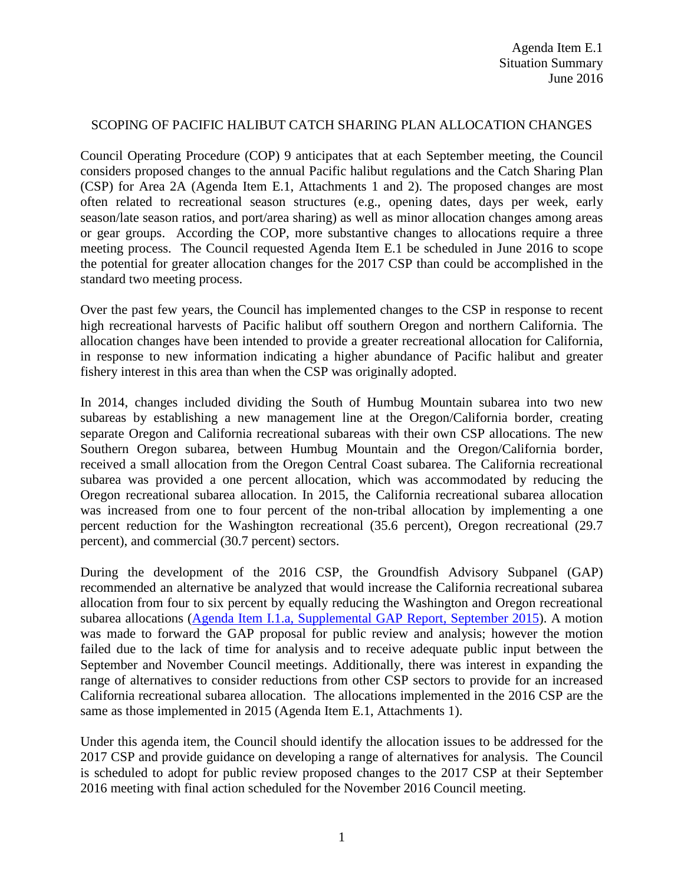Agenda Item E.1
Situation Summary
June 2016

## SCOPING OF PACIFIC HALIBUT CATCH SHARING PLAN ALLOCATION CHANGES

Council Operating Procedure (COP) 9 anticipates that at each September meeting, the Council considers proposed changes to the annual Pacific halibut regulations and the Catch Sharing Plan (CSP) for Area 2A (Agenda Item E.1, Attachments 1 and 2). The proposed changes are most often related to recreational season structures (e.g., opening dates, days per week, early season/late season ratios, and port/area sharing) as well as minor allocation changes among areas or gear groups. According the COP, more substantive changes to allocations require a three meeting process. The Council requested Agenda Item E.1 be scheduled in June 2016 to scope the potential for greater allocation changes for the 2017 CSP than could be accomplished in the standard two meeting process.

Over the past few years, the Council has implemented changes to the CSP in response to recent high recreational harvests of Pacific halibut off southern Oregon and northern California. The allocation changes have been intended to provide a greater recreational allocation for California, in response to new information indicating a higher abundance of Pacific halibut and greater fishery interest in this area than when the CSP was originally adopted.

In 2014, changes included dividing the South of Humbug Mountain subarea into two new subareas by establishing a new management line at the Oregon/California border, creating separate Oregon and California recreational subareas with their own CSP allocations. The new Southern Oregon subarea, between Humbug Mountain and the Oregon/California border, received a small allocation from the Oregon Central Coast subarea. The California recreational subarea was provided a one percent allocation, which was accommodated by reducing the Oregon recreational subarea allocation. In 2015, the California recreational subarea allocation was increased from one to four percent of the non-tribal allocation by implementing a one percent reduction for the Washington recreational (35.6 percent), Oregon recreational (29.7 percent), and commercial (30.7 percent) sectors.

During the development of the 2016 CSP, the Groundfish Advisory Subpanel (GAP) recommended an alternative be analyzed that would increase the California recreational subarea allocation from four to six percent by equally reducing the Washington and Oregon recreational subarea allocations ([Agenda Item I.1.a, Supplemental GAP Report, September 2015]). A motion was made to forward the GAP proposal for public review and analysis; however the motion failed due to the lack of time for analysis and to receive adequate public input between the September and November Council meetings. Additionally, there was interest in expanding the range of alternatives to consider reductions from other CSP sectors to provide for an increased California recreational subarea allocation. The allocations implemented in the 2016 CSP are the same as those implemented in 2015 (Agenda Item E.1, Attachments 1).

Under this agenda item, the Council should identify the allocation issues to be addressed for the 2017 CSP and provide guidance on developing a range of alternatives for analysis. The Council is scheduled to adopt for public review proposed changes to the 2017 CSP at their September 2016 meeting with final action scheduled for the November 2016 Council meeting.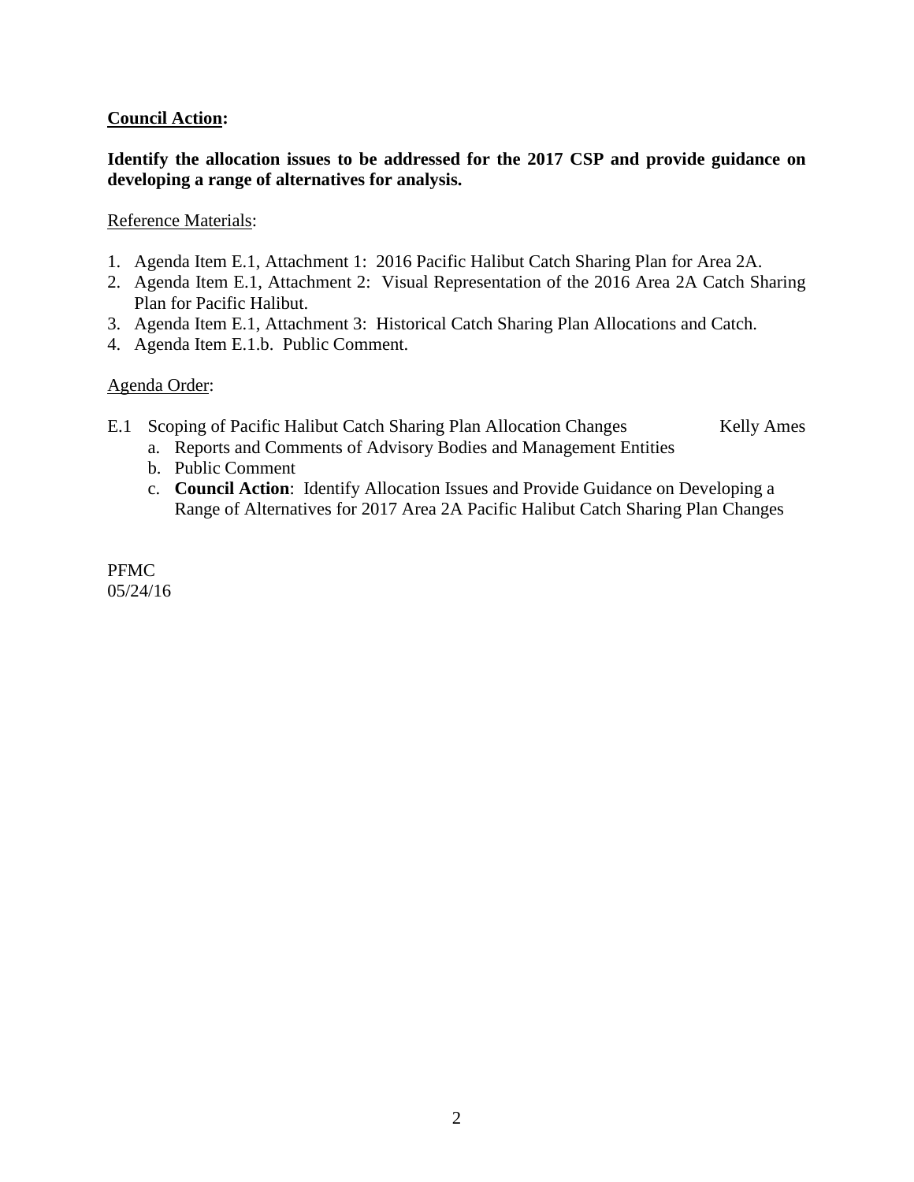**<u>Council Action</u>:**

**Identify the allocation issues to be addressed for the 2017 CSP and provide guidance on developing a range of alternatives for analysis.**

<u>Reference Materials</u>:

1. Agenda Item E.1, Attachment 1: 2016 Pacific Halibut Catch Sharing Plan for Area 2A.
2. Agenda Item E.1, Attachment 2: Visual Representation of the 2016 Area 2A Catch Sharing Plan for Pacific Halibut.
3. Agenda Item E.1, Attachment 3: Historical Catch Sharing Plan Allocations and Catch.
4. Agenda Item E.1.b. Public Comment.

<u>Agenda Order</u>:

E.1 Scoping of Pacific Halibut Catch Sharing Plan Allocation Changes — Kelly Ames

a. Reports and Comments of Advisory Bodies and Management Entities
b. Public Comment
c. **Council Action**: Identify Allocation Issues and Provide Guidance on Developing a Range of Alternatives for 2017 Area 2A Pacific Halibut Catch Sharing Plan Changes

PFMC
05/24/16